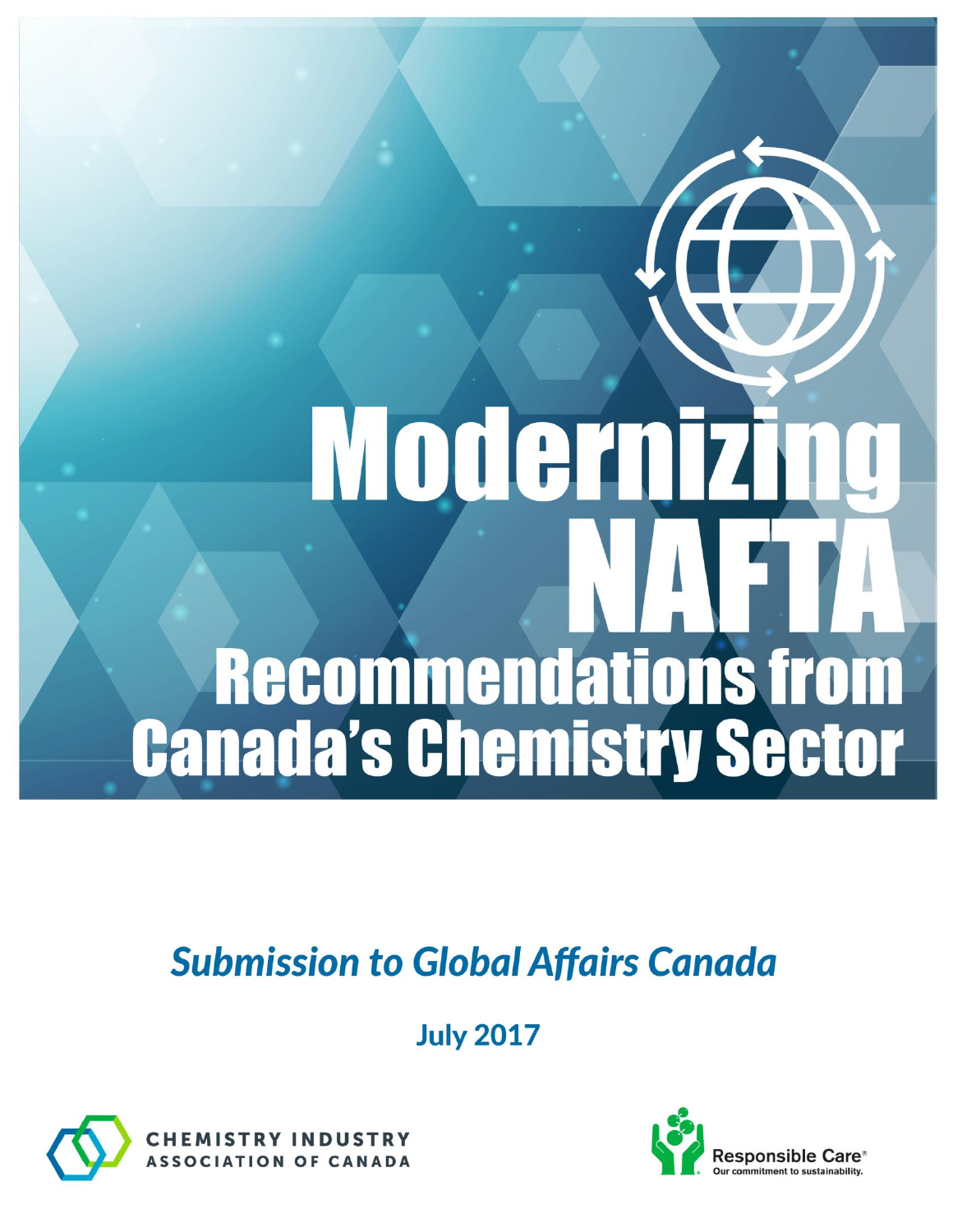# Modernizing NAFTA

## Recommendations from Canada's Chemistry Sector

*Submission to Global Affairs Canada*

**July 2017**

CHEMISTRY INDUSTRY ASSOCIATION OF CANADA

Responsible Care® Our commitment to sustainability.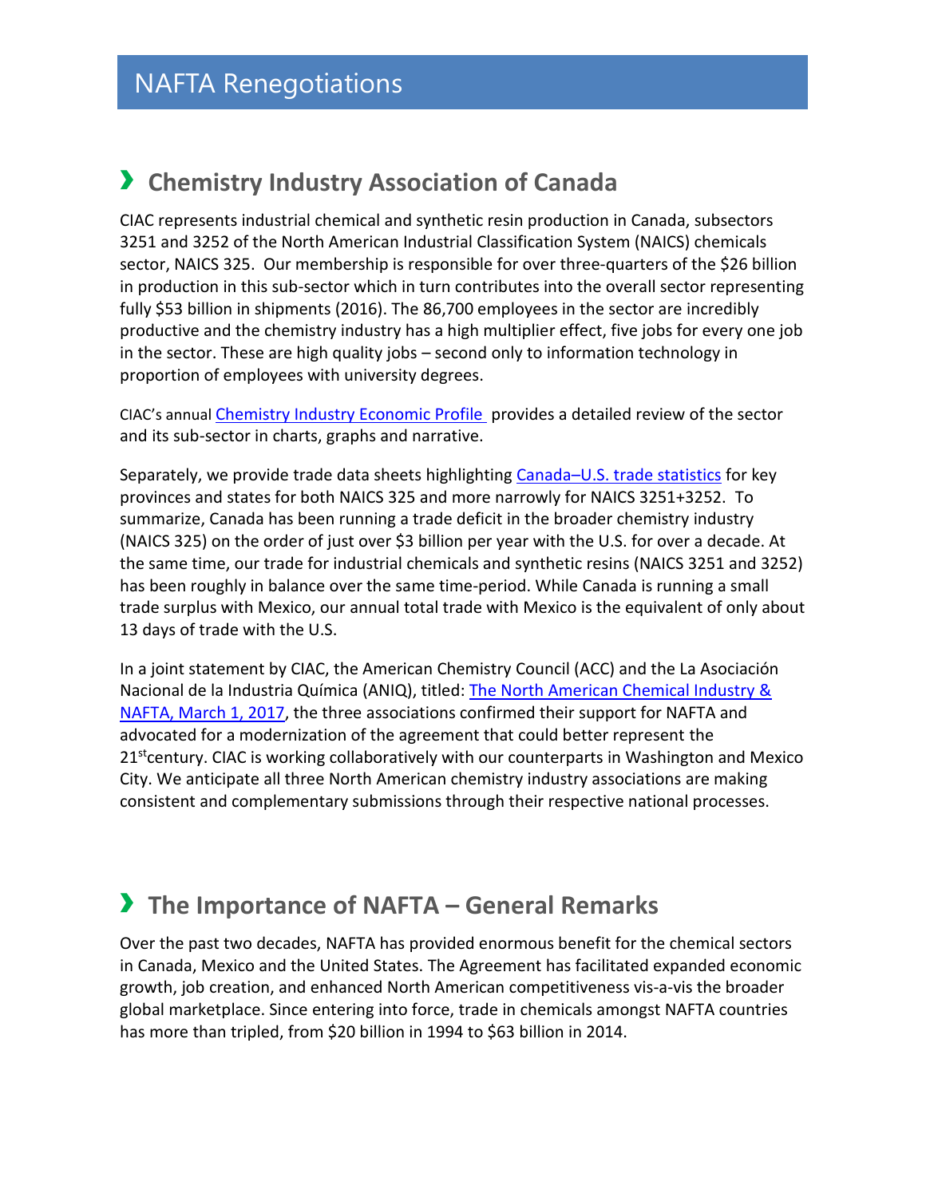# NAFTA Renegotiations

## › Chemistry Industry Association of Canada

CIAC represents industrial chemical and synthetic resin production in Canada, subsectors 3251 and 3252 of the North American Industrial Classification System (NAICS) chemicals sector, NAICS 325. Our membership is responsible for over three-quarters of the $26 billion in production in this sub-sector which in turn contributes into the overall sector representing fully $53 billion in shipments (2016). The 86,700 employees in the sector are incredibly productive and the chemistry industry has a high multiplier effect, five jobs for every one job in the sector. These are high quality jobs – second only to information technology in proportion of employees with university degrees.

CIAC's annual Chemistry Industry Economic Profile provides a detailed review of the sector and its sub-sector in charts, graphs and narrative.

Separately, we provide trade data sheets highlighting Canada–U.S. trade statistics for key provinces and states for both NAICS 325 and more narrowly for NAICS 3251+3252. To summarize, Canada has been running a trade deficit in the broader chemistry industry (NAICS 325) on the order of just over $3 billion per year with the U.S. for over a decade. At the same time, our trade for industrial chemicals and synthetic resins (NAICS 3251 and 3252) has been roughly in balance over the same time-period. While Canada is running a small trade surplus with Mexico, our annual total trade with Mexico is the equivalent of only about 13 days of trade with the U.S.

In a joint statement by CIAC, the American Chemistry Council (ACC) and the La Asociación Nacional de la Industria Química (ANIQ), titled: The North American Chemical Industry & NAFTA, March 1, 2017, the three associations confirmed their support for NAFTA and advocated for a modernization of the agreement that could better represent the 21st century. CIAC is working collaboratively with our counterparts in Washington and Mexico City. We anticipate all three North American chemistry industry associations are making consistent and complementary submissions through their respective national processes.

## › The Importance of NAFTA – General Remarks

Over the past two decades, NAFTA has provided enormous benefit for the chemical sectors in Canada, Mexico and the United States. The Agreement has facilitated expanded economic growth, job creation, and enhanced North American competitiveness vis-a-vis the broader global marketplace. Since entering into force, trade in chemicals amongst NAFTA countries has more than tripled, from $20 billion in 1994 to $63 billion in 2014.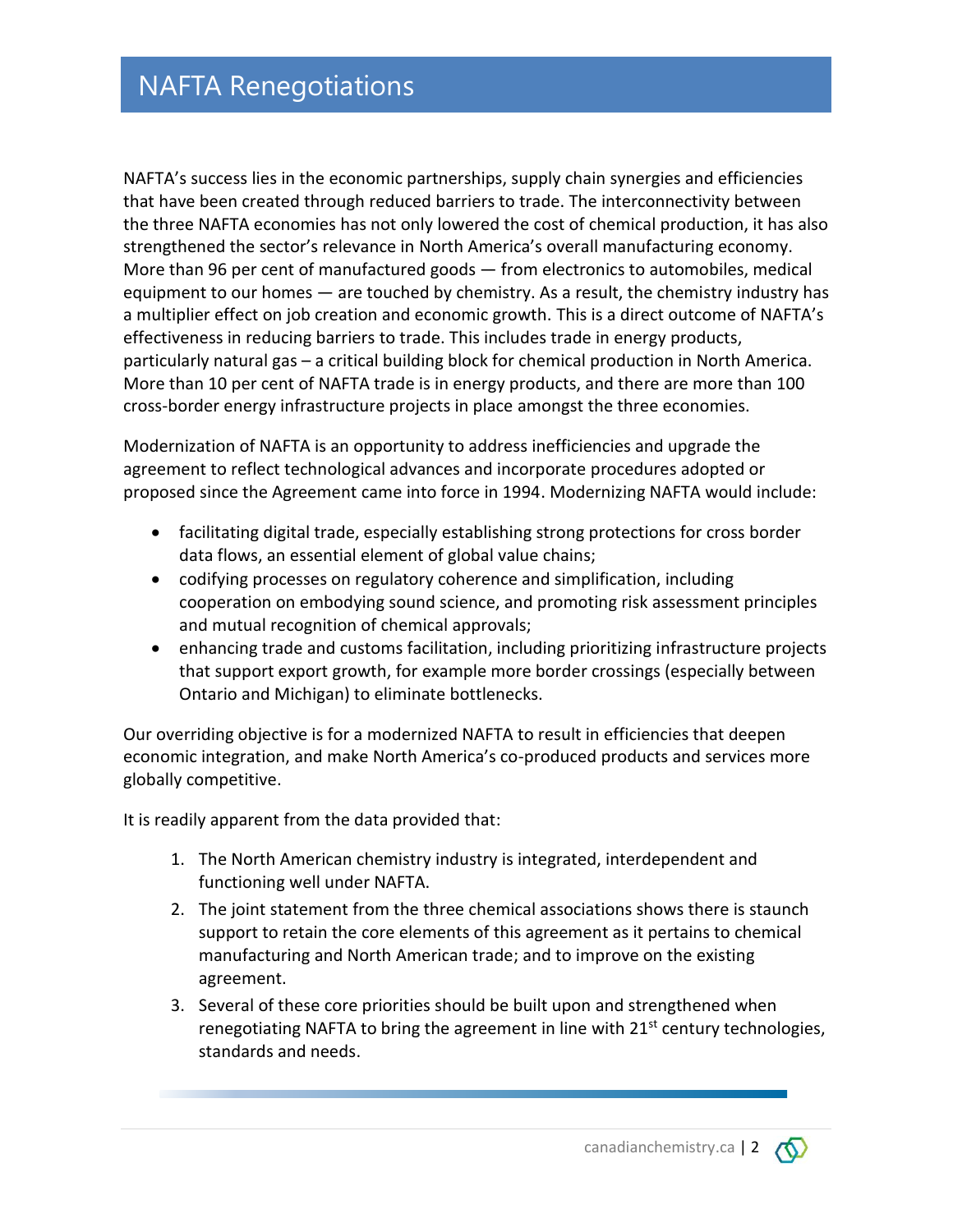# NAFTA Renegotiations

NAFTA's success lies in the economic partnerships, supply chain synergies and efficiencies that have been created through reduced barriers to trade. The interconnectivity between the three NAFTA economies has not only lowered the cost of chemical production, it has also strengthened the sector's relevance in North America's overall manufacturing economy. More than 96 per cent of manufactured goods — from electronics to automobiles, medical equipment to our homes — are touched by chemistry. As a result, the chemistry industry has a multiplier effect on job creation and economic growth. This is a direct outcome of NAFTA's effectiveness in reducing barriers to trade. This includes trade in energy products, particularly natural gas – a critical building block for chemical production in North America. More than 10 per cent of NAFTA trade is in energy products, and there are more than 100 cross-border energy infrastructure projects in place amongst the three economies.

Modernization of NAFTA is an opportunity to address inefficiencies and upgrade the agreement to reflect technological advances and incorporate procedures adopted or proposed since the Agreement came into force in 1994. Modernizing NAFTA would include:

- facilitating digital trade, especially establishing strong protections for cross border data flows, an essential element of global value chains;
- codifying processes on regulatory coherence and simplification, including cooperation on embodying sound science, and promoting risk assessment principles and mutual recognition of chemical approvals;
- enhancing trade and customs facilitation, including prioritizing infrastructure projects that support export growth, for example more border crossings (especially between Ontario and Michigan) to eliminate bottlenecks.

Our overriding objective is for a modernized NAFTA to result in efficiencies that deepen economic integration, and make North America's co-produced products and services more globally competitive.

It is readily apparent from the data provided that:

1. The North American chemistry industry is integrated, interdependent and functioning well under NAFTA.
2. The joint statement from the three chemical associations shows there is staunch support to retain the core elements of this agreement as it pertains to chemical manufacturing and North American trade; and to improve on the existing agreement.
3. Several of these core priorities should be built upon and strengthened when renegotiating NAFTA to bring the agreement in line with 21st century technologies, standards and needs.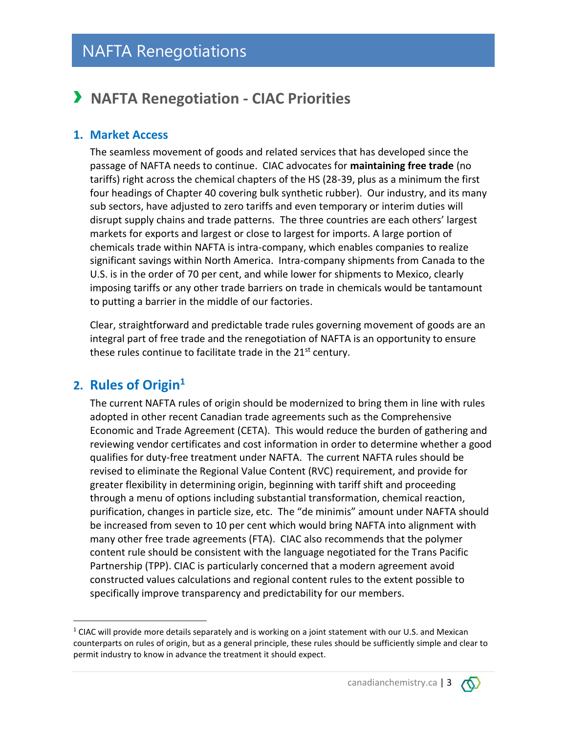# NAFTA Renegotiations

## NAFTA Renegotiation - CIAC Priorities

### 1. Market Access

The seamless movement of goods and related services that has developed since the passage of NAFTA needs to continue. CIAC advocates for **maintaining free trade** (no tariffs) right across the chemical chapters of the HS (28-39, plus as a minimum the first four headings of Chapter 40 covering bulk synthetic rubber). Our industry, and its many sub sectors, have adjusted to zero tariffs and even temporary or interim duties will disrupt supply chains and trade patterns. The three countries are each others' largest markets for exports and largest or close to largest for imports. A large portion of chemicals trade within NAFTA is intra-company, which enables companies to realize significant savings within North America. Intra-company shipments from Canada to the U.S. is in the order of 70 per cent, and while lower for shipments to Mexico, clearly imposing tariffs or any other trade barriers on trade in chemicals would be tantamount to putting a barrier in the middle of our factories.

Clear, straightforward and predictable trade rules governing movement of goods are an integral part of free trade and the renegotiation of NAFTA is an opportunity to ensure these rules continue to facilitate trade in the 21st century.

### 2. Rules of Origin[1]

The current NAFTA rules of origin should be modernized to bring them in line with rules adopted in other recent Canadian trade agreements such as the Comprehensive Economic and Trade Agreement (CETA). This would reduce the burden of gathering and reviewing vendor certificates and cost information in order to determine whether a good qualifies for duty-free treatment under NAFTA. The current NAFTA rules should be revised to eliminate the Regional Value Content (RVC) requirement, and provide for greater flexibility in determining origin, beginning with tariff shift and proceeding through a menu of options including substantial transformation, chemical reaction, purification, changes in particle size, etc. The "de minimis" amount under NAFTA should be increased from seven to 10 per cent which would bring NAFTA into alignment with many other free trade agreements (FTA). CIAC also recommends that the polymer content rule should be consistent with the language negotiated for the Trans Pacific Partnership (TPP). CIAC is particularly concerned that a modern agreement avoid constructed values calculations and regional content rules to the extent possible to specifically improve transparency and predictability for our members.

[1] CIAC will provide more details separately and is working on a joint statement with our U.S. and Mexican counterparts on rules of origin, but as a general principle, these rules should be sufficiently simple and clear to permit industry to know in advance the treatment it should expect.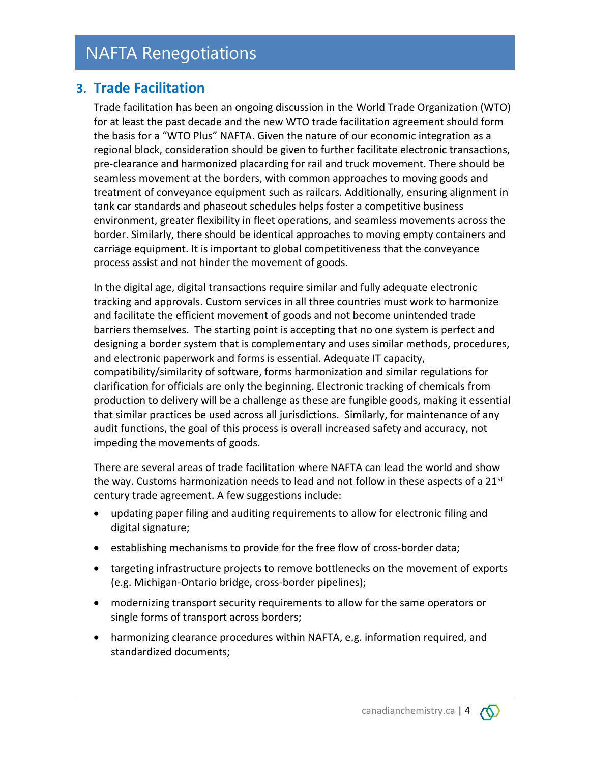## 3. Trade Facilitation

Trade facilitation has been an ongoing discussion in the World Trade Organization (WTO) for at least the past decade and the new WTO trade facilitation agreement should form the basis for a "WTO Plus" NAFTA. Given the nature of our economic integration as a regional block, consideration should be given to further facilitate electronic transactions, pre-clearance and harmonized placarding for rail and truck movement. There should be seamless movement at the borders, with common approaches to moving goods and treatment of conveyance equipment such as railcars. Additionally, ensuring alignment in tank car standards and phaseout schedules helps foster a competitive business environment, greater flexibility in fleet operations, and seamless movements across the border. Similarly, there should be identical approaches to moving empty containers and carriage equipment. It is important to global competitiveness that the conveyance process assist and not hinder the movement of goods.

In the digital age, digital transactions require similar and fully adequate electronic tracking and approvals. Custom services in all three countries must work to harmonize and facilitate the efficient movement of goods and not become unintended trade barriers themselves. The starting point is accepting that no one system is perfect and designing a border system that is complementary and uses similar methods, procedures, and electronic paperwork and forms is essential. Adequate IT capacity, compatibility/similarity of software, forms harmonization and similar regulations for clarification for officials are only the beginning. Electronic tracking of chemicals from production to delivery will be a challenge as these are fungible goods, making it essential that similar practices be used across all jurisdictions. Similarly, for maintenance of any audit functions, the goal of this process is overall increased safety and accuracy, not impeding the movements of goods.

There are several areas of trade facilitation where NAFTA can lead the world and show the way. Customs harmonization needs to lead and not follow in these aspects of a 21st century trade agreement. A few suggestions include:

- updating paper filing and auditing requirements to allow for electronic filing and digital signature;
- establishing mechanisms to provide for the free flow of cross-border data;
- targeting infrastructure projects to remove bottlenecks on the movement of exports (e.g. Michigan-Ontario bridge, cross-border pipelines);
- modernizing transport security requirements to allow for the same operators or single forms of transport across borders;
- harmonizing clearance procedures within NAFTA, e.g. information required, and standardized documents;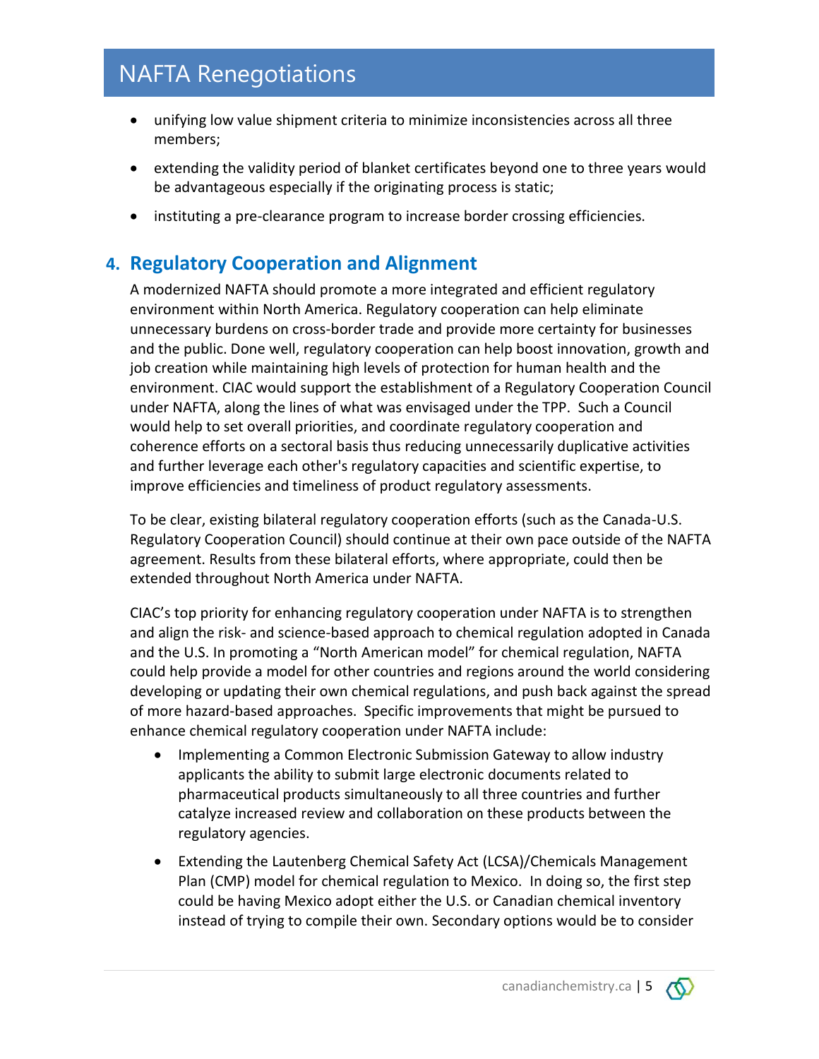- unifying low value shipment criteria to minimize inconsistencies across all three members;
- extending the validity period of blanket certificates beyond one to three years would be advantageous especially if the originating process is static;
- instituting a pre-clearance program to increase border crossing efficiencies.

## 4. Regulatory Cooperation and Alignment

A modernized NAFTA should promote a more integrated and efficient regulatory environment within North America. Regulatory cooperation can help eliminate unnecessary burdens on cross-border trade and provide more certainty for businesses and the public. Done well, regulatory cooperation can help boost innovation, growth and job creation while maintaining high levels of protection for human health and the environment. CIAC would support the establishment of a Regulatory Cooperation Council under NAFTA, along the lines of what was envisaged under the TPP. Such a Council would help to set overall priorities, and coordinate regulatory cooperation and coherence efforts on a sectoral basis thus reducing unnecessarily duplicative activities and further leverage each other's regulatory capacities and scientific expertise, to improve efficiencies and timeliness of product regulatory assessments.

To be clear, existing bilateral regulatory cooperation efforts (such as the Canada-U.S. Regulatory Cooperation Council) should continue at their own pace outside of the NAFTA agreement. Results from these bilateral efforts, where appropriate, could then be extended throughout North America under NAFTA.

CIAC's top priority for enhancing regulatory cooperation under NAFTA is to strengthen and align the risk- and science-based approach to chemical regulation adopted in Canada and the U.S. In promoting a "North American model" for chemical regulation, NAFTA could help provide a model for other countries and regions around the world considering developing or updating their own chemical regulations, and push back against the spread of more hazard-based approaches. Specific improvements that might be pursued to enhance chemical regulatory cooperation under NAFTA include:

- Implementing a Common Electronic Submission Gateway to allow industry applicants the ability to submit large electronic documents related to pharmaceutical products simultaneously to all three countries and further catalyze increased review and collaboration on these products between the regulatory agencies.
- Extending the Lautenberg Chemical Safety Act (LCSA)/Chemicals Management Plan (CMP) model for chemical regulation to Mexico. In doing so, the first step could be having Mexico adopt either the U.S. or Canadian chemical inventory instead of trying to compile their own. Secondary options would be to consider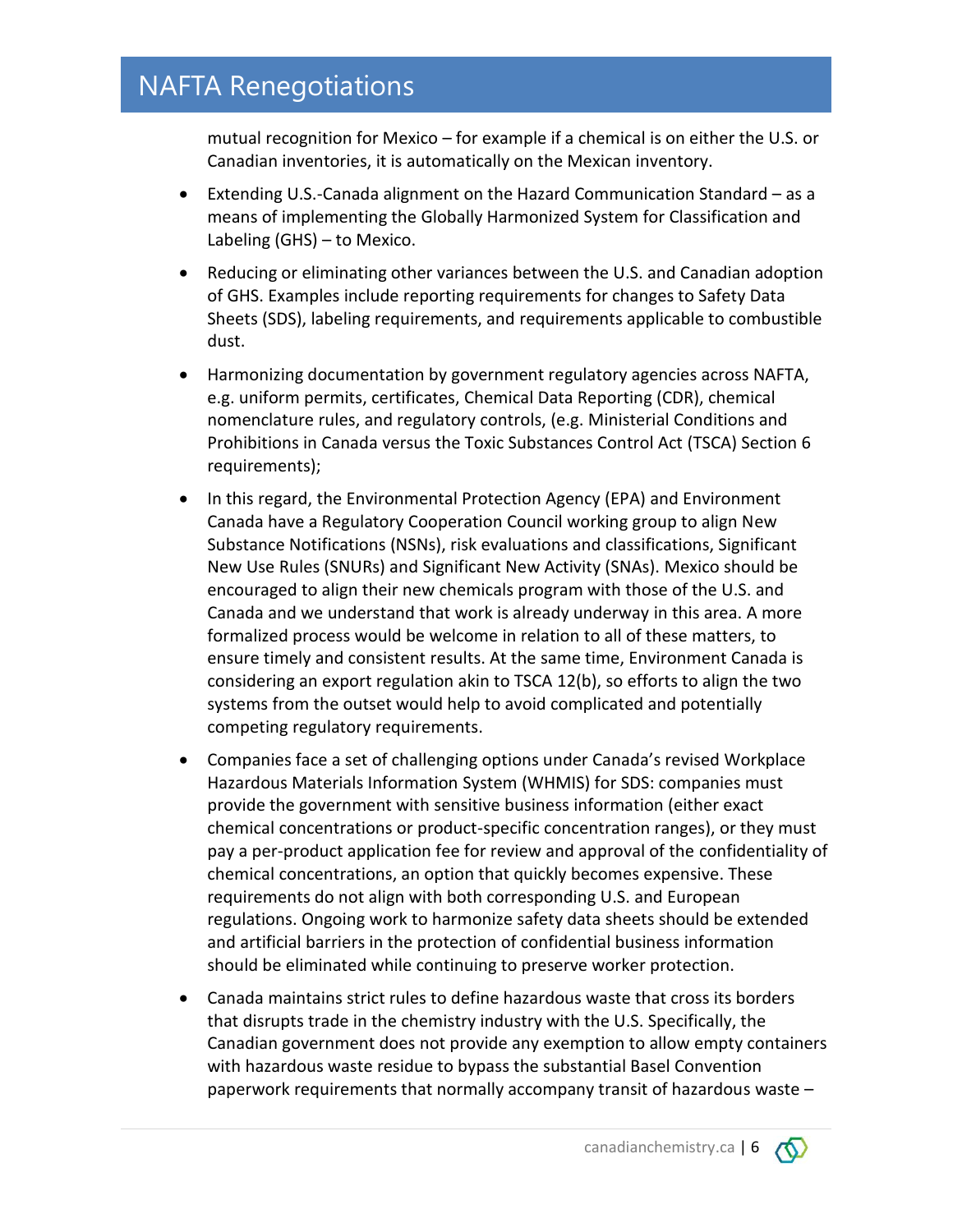mutual recognition for Mexico – for example if a chemical is on either the U.S. or Canadian inventories, it is automatically on the Mexican inventory.

- Extending U.S.-Canada alignment on the Hazard Communication Standard – as a means of implementing the Globally Harmonized System for Classification and Labeling (GHS) – to Mexico.
- Reducing or eliminating other variances between the U.S. and Canadian adoption of GHS. Examples include reporting requirements for changes to Safety Data Sheets (SDS), labeling requirements, and requirements applicable to combustible dust.
- Harmonizing documentation by government regulatory agencies across NAFTA, e.g. uniform permits, certificates, Chemical Data Reporting (CDR), chemical nomenclature rules, and regulatory controls, (e.g. Ministerial Conditions and Prohibitions in Canada versus the Toxic Substances Control Act (TSCA) Section 6 requirements);
- In this regard, the Environmental Protection Agency (EPA) and Environment Canada have a Regulatory Cooperation Council working group to align New Substance Notifications (NSNs), risk evaluations and classifications, Significant New Use Rules (SNURs) and Significant New Activity (SNAs). Mexico should be encouraged to align their new chemicals program with those of the U.S. and Canada and we understand that work is already underway in this area. A more formalized process would be welcome in relation to all of these matters, to ensure timely and consistent results. At the same time, Environment Canada is considering an export regulation akin to TSCA 12(b), so efforts to align the two systems from the outset would help to avoid complicated and potentially competing regulatory requirements.
- Companies face a set of challenging options under Canada's revised Workplace Hazardous Materials Information System (WHMIS) for SDS: companies must provide the government with sensitive business information (either exact chemical concentrations or product-specific concentration ranges), or they must pay a per-product application fee for review and approval of the confidentiality of chemical concentrations, an option that quickly becomes expensive. These requirements do not align with both corresponding U.S. and European regulations. Ongoing work to harmonize safety data sheets should be extended and artificial barriers in the protection of confidential business information should be eliminated while continuing to preserve worker protection.
- Canada maintains strict rules to define hazardous waste that cross its borders that disrupts trade in the chemistry industry with the U.S. Specifically, the Canadian government does not provide any exemption to allow empty containers with hazardous waste residue to bypass the substantial Basel Convention paperwork requirements that normally accompany transit of hazardous waste –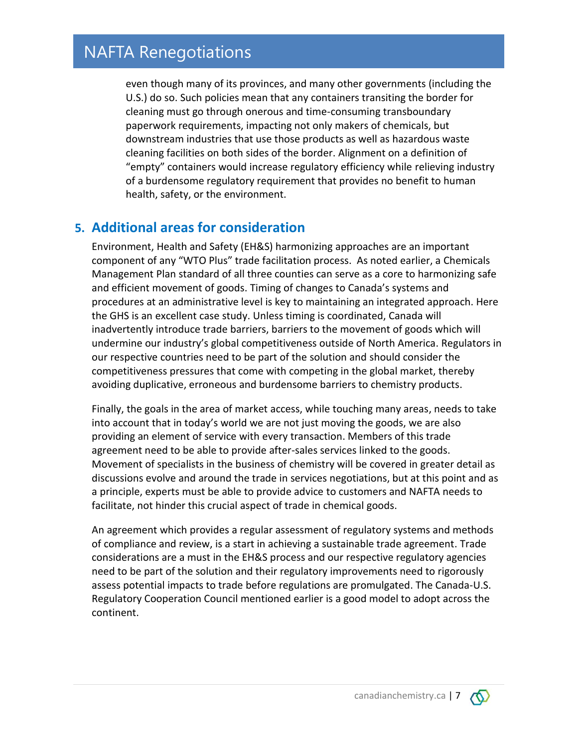even though many of its provinces, and many other governments (including the U.S.) do so. Such policies mean that any containers transiting the border for cleaning must go through onerous and time-consuming transboundary paperwork requirements, impacting not only makers of chemicals, but downstream industries that use those products as well as hazardous waste cleaning facilities on both sides of the border. Alignment on a definition of "empty" containers would increase regulatory efficiency while relieving industry of a burdensome regulatory requirement that provides no benefit to human health, safety, or the environment.

## 5. Additional areas for consideration

Environment, Health and Safety (EH&S) harmonizing approaches are an important component of any "WTO Plus" trade facilitation process. As noted earlier, a Chemicals Management Plan standard of all three counties can serve as a core to harmonizing safe and efficient movement of goods. Timing of changes to Canada's systems and procedures at an administrative level is key to maintaining an integrated approach. Here the GHS is an excellent case study. Unless timing is coordinated, Canada will inadvertently introduce trade barriers, barriers to the movement of goods which will undermine our industry's global competitiveness outside of North America. Regulators in our respective countries need to be part of the solution and should consider the competitiveness pressures that come with competing in the global market, thereby avoiding duplicative, erroneous and burdensome barriers to chemistry products.

Finally, the goals in the area of market access, while touching many areas, needs to take into account that in today's world we are not just moving the goods, we are also providing an element of service with every transaction. Members of this trade agreement need to be able to provide after-sales services linked to the goods. Movement of specialists in the business of chemistry will be covered in greater detail as discussions evolve and around the trade in services negotiations, but at this point and as a principle, experts must be able to provide advice to customers and NAFTA needs to facilitate, not hinder this crucial aspect of trade in chemical goods.

An agreement which provides a regular assessment of regulatory systems and methods of compliance and review, is a start in achieving a sustainable trade agreement. Trade considerations are a must in the EH&S process and our respective regulatory agencies need to be part of the solution and their regulatory improvements need to rigorously assess potential impacts to trade before regulations are promulgated. The Canada-U.S. Regulatory Cooperation Council mentioned earlier is a good model to adopt across the continent.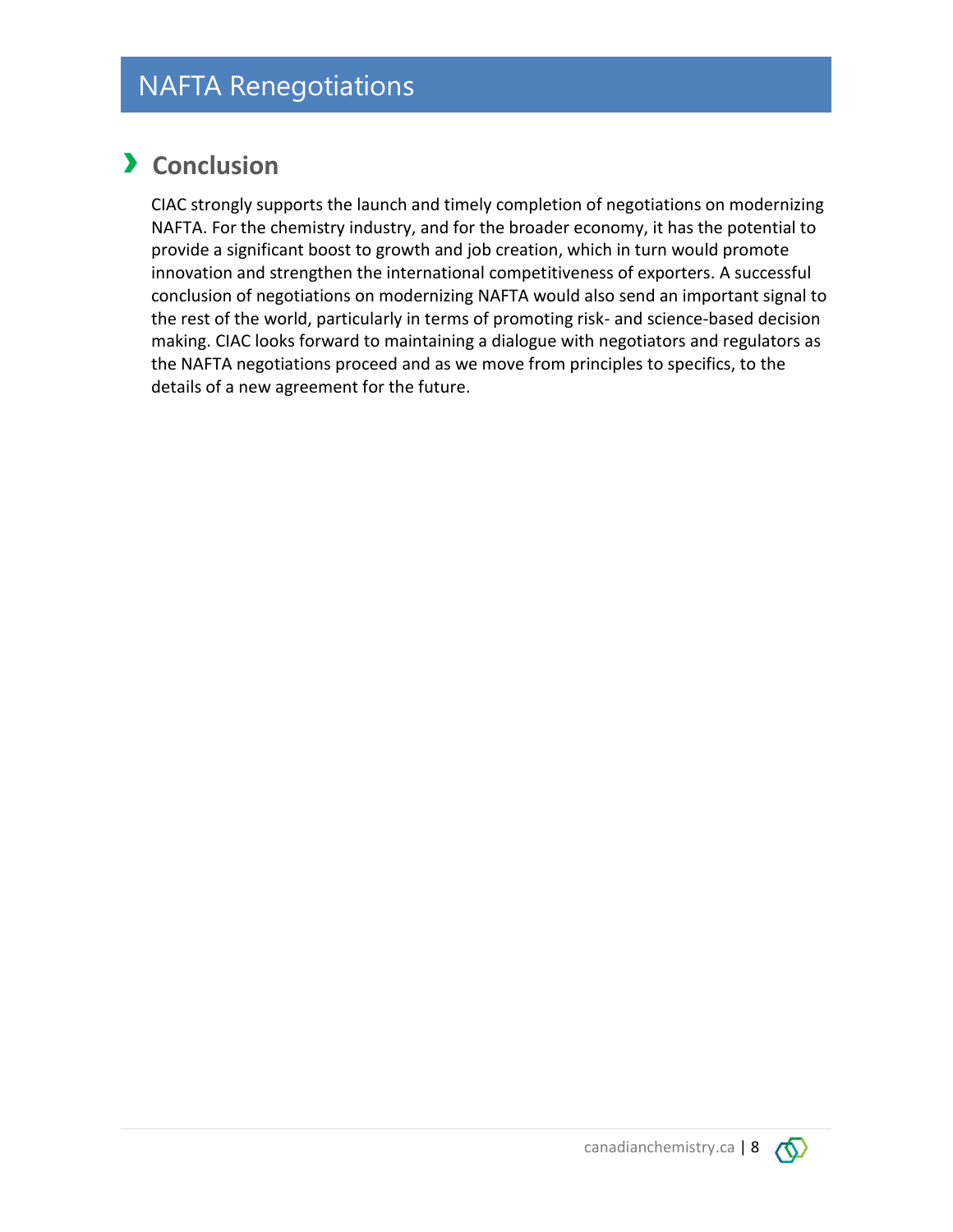# NAFTA Renegotiations

## Conclusion

CIAC strongly supports the launch and timely completion of negotiations on modernizing NAFTA. For the chemistry industry, and for the broader economy, it has the potential to provide a significant boost to growth and job creation, which in turn would promote innovation and strengthen the international competitiveness of exporters. A successful conclusion of negotiations on modernizing NAFTA would also send an important signal to the rest of the world, particularly in terms of promoting risk- and science-based decision making. CIAC looks forward to maintaining a dialogue with negotiators and regulators as the NAFTA negotiations proceed and as we move from principles to specifics, to the details of a new agreement for the future.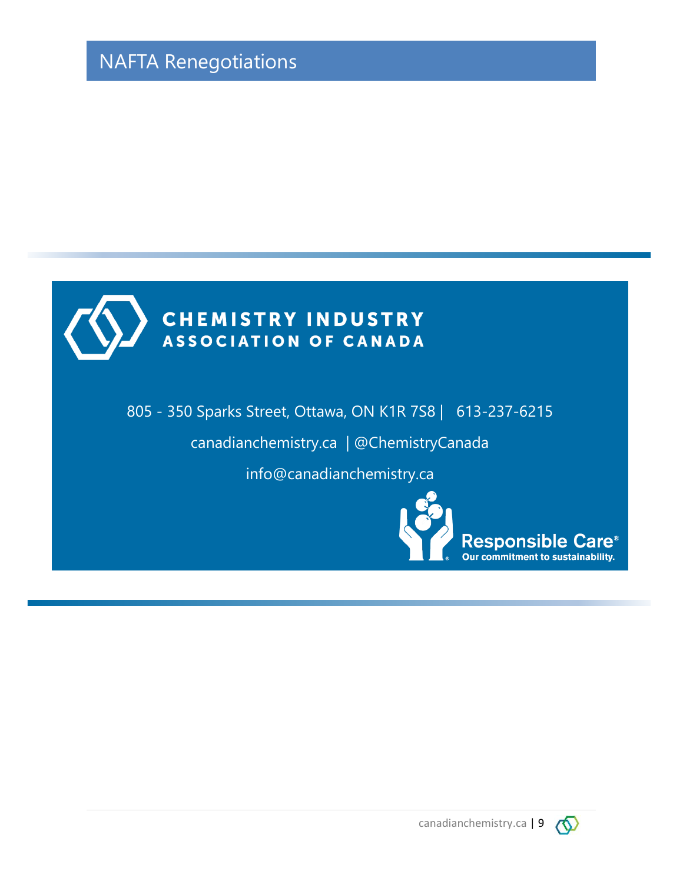# NAFTA Renegotiations

**CHEMISTRY INDUSTRY ASSOCIATION OF CANADA**

805 - 350 Sparks Street, Ottawa, ON K1R 7S8 | 613-237-6215

canadianchemistry.ca | @ChemistryCanada

info@canadianchemistry.ca

**Responsible Care®**
**Our commitment to sustainability.**